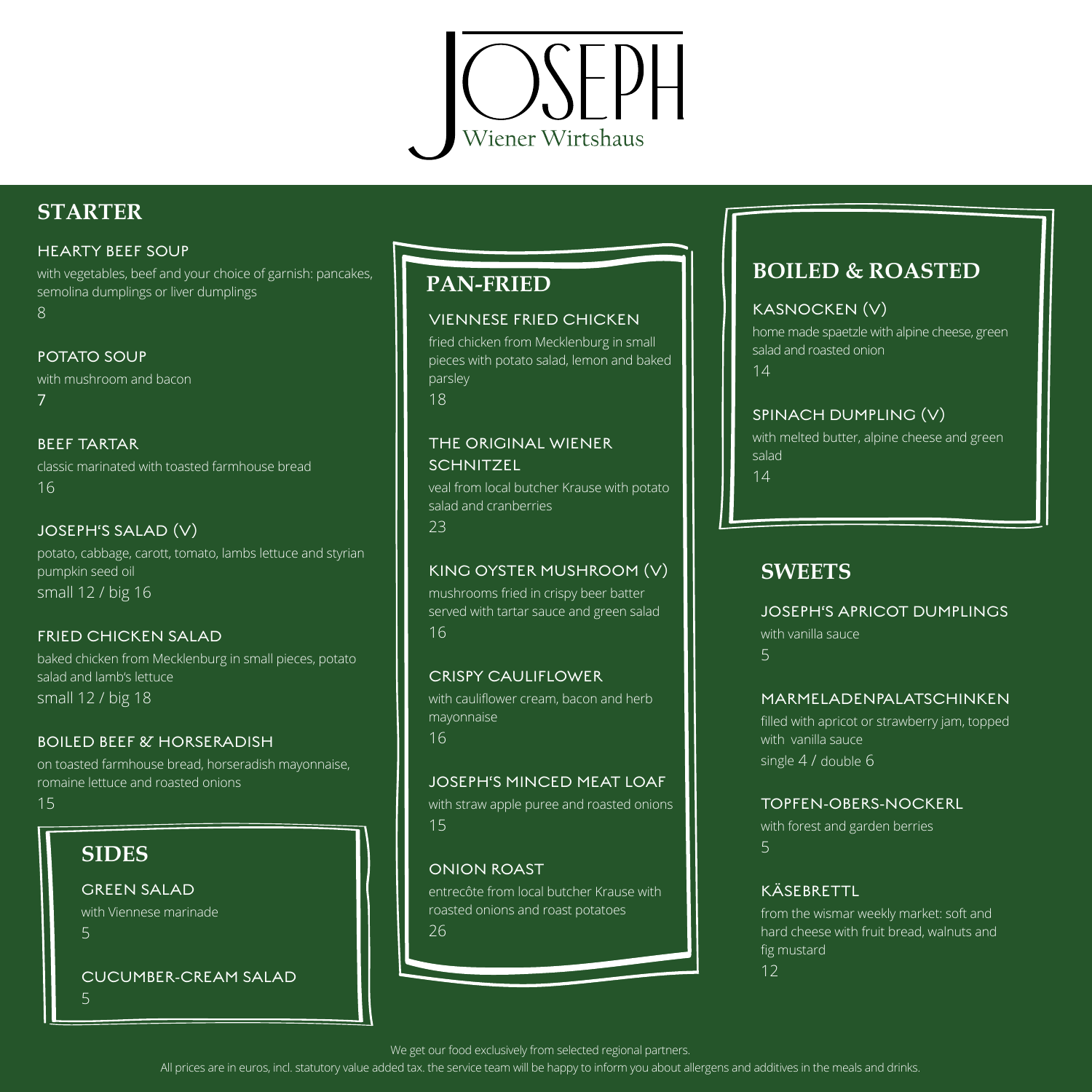# JOSEPH

Wiener Wirtshaus

## STARTER

### HEARTY BEEF SOUP

with vegetables, beef and your choice of garnish: pancakes, semolina dumplings or liver dumplings

8

### POTATO SOUP

with mushroom and bacon

7

### BEEF TARTAR

classic marinated with toasted farmhouse bread

16

### JOSEPH'S SALAD (V)

potato, cabbage, carott, tomato, lambs lettuce and styrian pumpkin seed oil

small 12 / big 16

### FRIED CHICKEN SALAD

baked chicken from Mecklenburg in small pieces, potato salad and lamb's lettuce

small 12 / big 18

### BOILED BEEF & HORSERADISH

on toasted farmhouse bread, horseradish mayonnaise, romaine lettuce and roasted onions

15

## SIDES

### GREEN SALAD

with Viennese marinade

5

### CUCUMBER-CREAM SALAD

5

## PAN-FRIED

### VIENNESE FRIED CHICKEN

fried chicken from Mecklenburg in small pieces with potato salad, lemon and baked parsley

18

### THE ORIGINAL WIENER SCHNITZEL

veal from local butcher Krause with potato salad and cranberries

23

### KING OYSTER MUSHROOM (V)

mushrooms fried in crispy beer batter served with tartar sauce and green salad

16

### CRISPY CAULIFLOWER

with cauliflower cream, bacon and herb mayonnaise

16

### JOSEPH'S MINCED MEAT LOAF

with straw apple puree and roasted onions

15

### ONION ROAST

entrecôte from local butcher Krause with roasted onions and roast potatoes

26

## BOILED & ROASTED

### KASNOCKEN (V)

home made spaetzle with alpine cheese, green salad and roasted onion

14

### SPINACH DUMPLING (V)

with melted butter, alpine cheese and green salad

14

## SWEETS

### JOSEPH'S APRICOT DUMPLINGS

with vanilla sauce

5

### MARMELADENPALATSCHINKEN

filled with apricot or strawberry jam, topped with vanilla sauce

single 4 / double 6

### TOPFEN-OBERS-NOCKERL

with forest and garden berries

5

### KÄSEBRETTL

from the wismar weekly market: soft and hard cheese with fruit bread, walnuts and fig mustard

12

We get our food exclusively from selected regional partners.

All prices are in euros, incl. statutory value added tax. the service team will be happy to inform you about allergens and additives in the meals and drinks.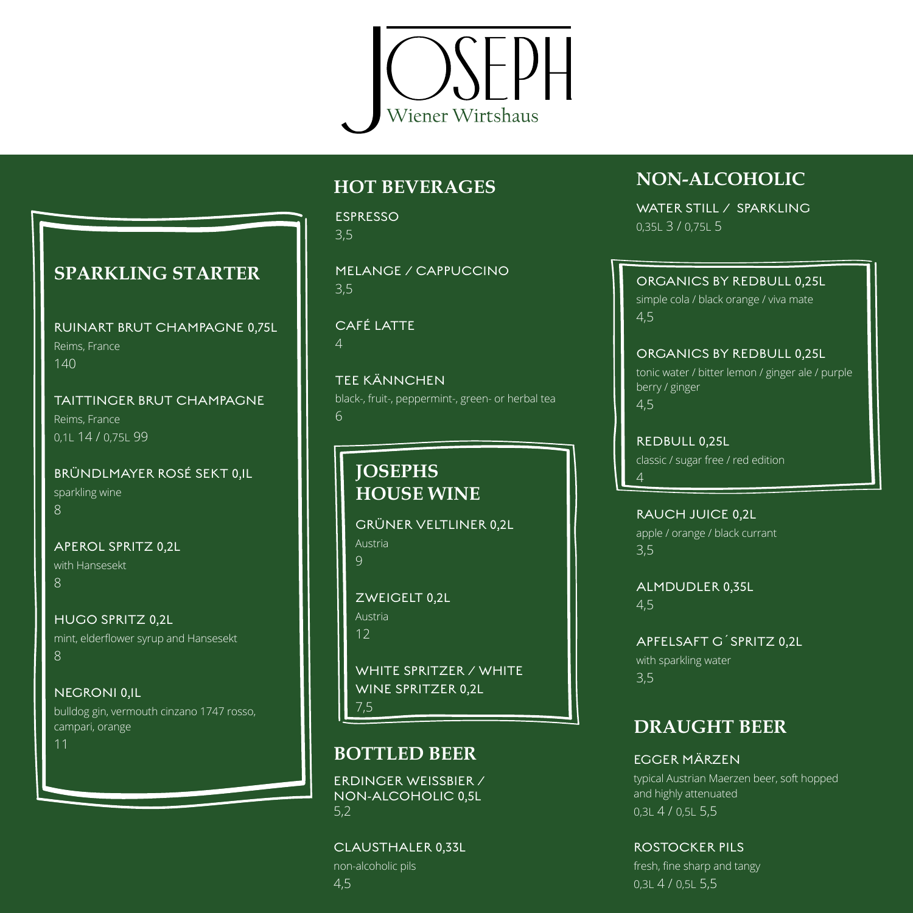# JOSEPH

Wiener Wirtshaus

## SPARKLING STARTER

RUINART BRUT CHAMPAGNE 0,75L
Reims, France
140

TAITTINGER BRUT CHAMPAGNE
Reims, France
0,1L 14 / 0,75L 99

BRÜNDLMAYER ROSÉ SEKT 0,lL
sparkling wine
8

APEROL SPRITZ 0,2L
with Hansesekt
8

HUGO SPRITZ 0,2L
mint, elderflower syrup and Hansesekt
8

NEGRONI 0,lL
bulldog gin, vermouth cinzano 1747 rosso, campari, orange
11

## HOT BEVERAGES

ESPRESSO
3,5

MELANGE / CAPPUCCINO
3,5

CAFÉ LATTE
4

TEE KÄNNCHEN
black-, fruit-, peppermint-, green- or herbal tea
6

## JOSEPHS HOUSE WINE

GRÜNER VELTLINER 0,2L
Austria
9

ZWEIGELT 0,2L
Austria
12

WHITE SPRITZER / WHITE WINE SPRITZER 0,2L
7,5

## BOTTLED BEER

ERDINGER WEISSBIER / NON-ALCOHOLIC 0,5L
5,2

CLAUSTHALER 0,33L
non-alcoholic pils
4,5

## NON-ALCOHOLIC

WATER STILL / SPARKLING
0,35L 3 / 0,75L 5

ORGANICS BY REDBULL 0,25L
simple cola / black orange / viva mate
4,5

ORGANICS BY REDBULL 0,25L
tonic water / bitter lemon / ginger ale / purple berry / ginger
4,5

REDBULL 0,25L
classic / sugar free / red edition
4

RAUCH JUICE 0,2L
apple / orange / black currant
3,5

ALMDUDLER 0,35L
4,5

APFELSAFT G´SPRITZ 0,2L
with sparkling water
3,5

## DRAUGHT BEER

EGGER MÄRZEN
typical Austrian Maerzen beer, soft hopped and highly attenuated
0,3L 4 / 0,5L 5,5

ROSTOCKER PILS
fresh, fine sharp and tangy
0,3L 4 / 0,5L 5,5